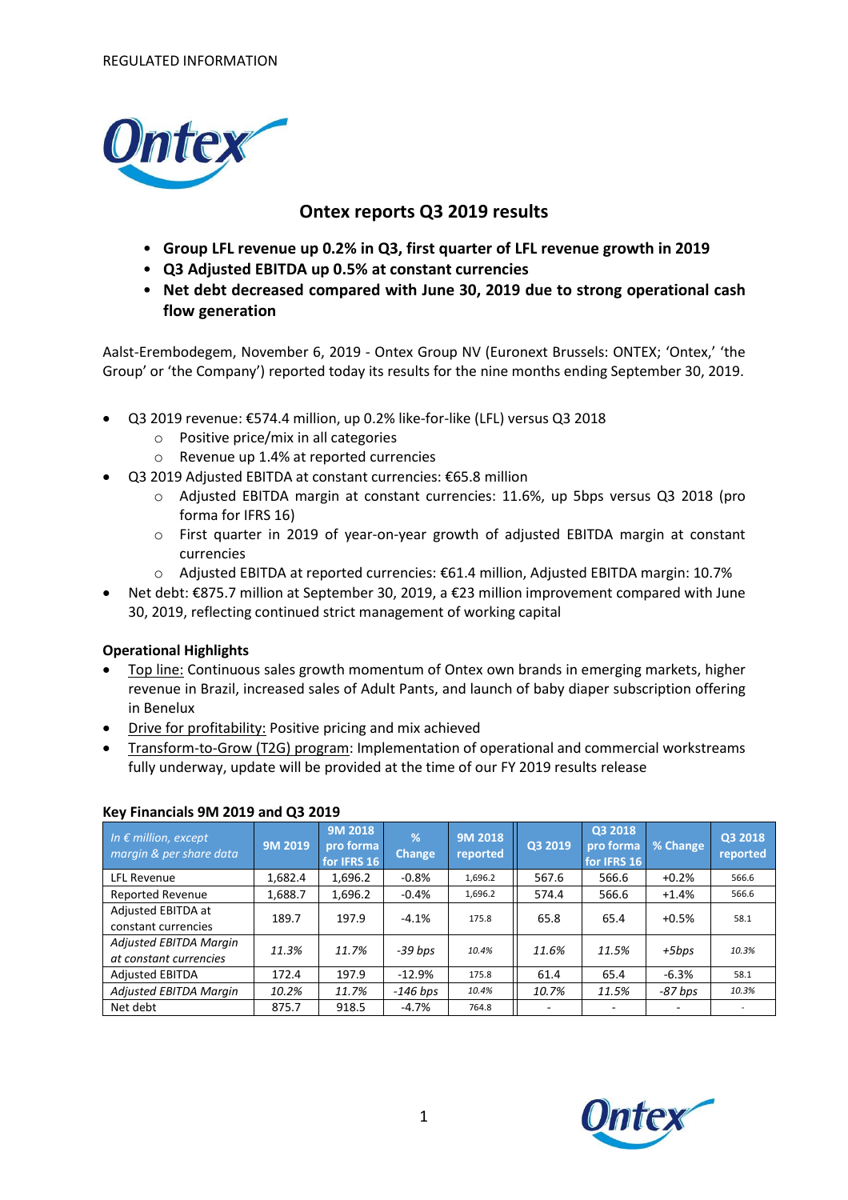REGULATED INFORMATION

# Ontex reports Q3 2019 results

- **Group LFL revenue up 0.2% in Q3, first quarter of LFL revenue growth in 2019**
- **Q3 Adjusted EBITDA up 0.5% at constant currencies**
- **Net debt decreased compared with June 30, 2019 due to strong operational cash flow generation**

Aalst-Erembodegem, November 6, 2019 - Ontex Group NV (Euronext Brussels: ONTEX; 'Ontex,' 'the Group' or 'the Company') reported today its results for the nine months ending September 30, 2019.

- Q3 2019 revenue: €574.4 million, up 0.2% like-for-like (LFL) versus Q3 2018
  - Positive price/mix in all categories
  - Revenue up 1.4% at reported currencies
- Q3 2019 Adjusted EBITDA at constant currencies: €65.8 million
  - Adjusted EBITDA margin at constant currencies: 11.6%, up 5bps versus Q3 2018 (pro forma for IFRS 16)
  - First quarter in 2019 of year-on-year growth of adjusted EBITDA margin at constant currencies
  - Adjusted EBITDA at reported currencies: €61.4 million, Adjusted EBITDA margin: 10.7%
- Net debt: €875.7 million at September 30, 2019, a €23 million improvement compared with June 30, 2019, reflecting continued strict management of working capital

**Operational Highlights**

- Top line: Continuous sales growth momentum of Ontex own brands in emerging markets, higher revenue in Brazil, increased sales of Adult Pants, and launch of baby diaper subscription offering in Benelux
- Drive for profitability: Positive pricing and mix achieved
- Transform-to-Grow (T2G) program: Implementation of operational and commercial workstreams fully underway, update will be provided at the time of our FY 2019 results release

**Key Financials 9M 2019 and Q3 2019**

| *In € million, except margin & per share data* | 9M 2019 | 9M 2018 pro forma for IFRS 16 | % Change | 9M 2018 reported | Q3 2019 | Q3 2018 pro forma for IFRS 16 | % Change | Q3 2018 reported |
|---|---|---|---|---|---|---|---|---|
| LFL Revenue | 1,682.4 | 1,696.2 | -0.8% | 1,696.2 | 567.6 | 566.6 | +0.2% | 566.6 |
| Reported Revenue | 1,688.7 | 1,696.2 | -0.4% | 1,696.2 | 574.4 | 566.6 | +1.4% | 566.6 |
| Adjusted EBITDA at constant currencies | 189.7 | 197.9 | -4.1% | 175.8 | 65.8 | 65.4 | +0.5% | 58.1 |
| *Adjusted EBITDA Margin at constant currencies* | *11.3%* | *11.7%* | *-39 bps* | *10.4%* | *11.6%* | *11.5%* | *+5bps* | *10.3%* |
| Adjusted EBITDA | 172.4 | 197.9 | -12.9% | 175.8 | 61.4 | 65.4 | -6.3% | 58.1 |
| *Adjusted EBITDA Margin* | *10.2%* | *11.7%* | *-146 bps* | *10.4%* | *10.7%* | *11.5%* | *-87 bps* | *10.3%* |
| Net debt | 875.7 | 918.5 | -4.7% | 764.8 | - | - | - | - |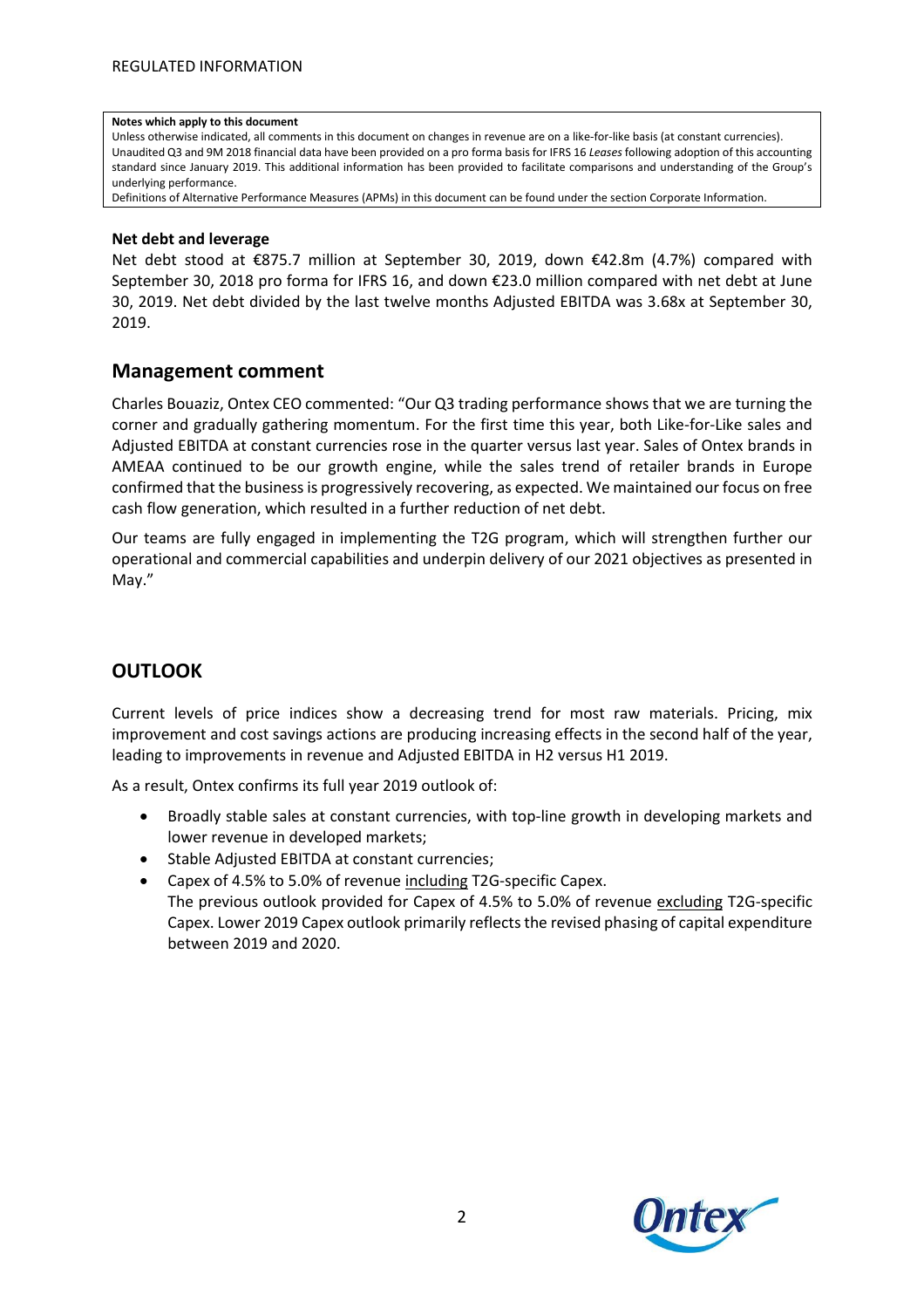**Notes which apply to this document**
Unless otherwise indicated, all comments in this document on changes in revenue are on a like-for-like basis (at constant currencies).
Unaudited Q3 and 9M 2018 financial data have been provided on a pro forma basis for IFRS 16 *Leases* following adoption of this accounting standard since January 2019. This additional information has been provided to facilitate comparisons and understanding of the Group's underlying performance.
Definitions of Alternative Performance Measures (APMs) in this document can be found under the section Corporate Information.

**Net debt and leverage**

Net debt stood at €875.7 million at September 30, 2019, down €42.8m (4.7%) compared with September 30, 2018 pro forma for IFRS 16, and down €23.0 million compared with net debt at June 30, 2019. Net debt divided by the last twelve months Adjusted EBITDA was 3.68x at September 30, 2019.

## Management comment

Charles Bouaziz, Ontex CEO commented: "Our Q3 trading performance shows that we are turning the corner and gradually gathering momentum. For the first time this year, both Like-for-Like sales and Adjusted EBITDA at constant currencies rose in the quarter versus last year. Sales of Ontex brands in AMEAA continued to be our growth engine, while the sales trend of retailer brands in Europe confirmed that the business is progressively recovering, as expected. We maintained our focus on free cash flow generation, which resulted in a further reduction of net debt.

Our teams are fully engaged in implementing the T2G program, which will strengthen further our operational and commercial capabilities and underpin delivery of our 2021 objectives as presented in May."

## OUTLOOK

Current levels of price indices show a decreasing trend for most raw materials. Pricing, mix improvement and cost savings actions are producing increasing effects in the second half of the year, leading to improvements in revenue and Adjusted EBITDA in H2 versus H1 2019.

As a result, Ontex confirms its full year 2019 outlook of:

- Broadly stable sales at constant currencies, with top-line growth in developing markets and lower revenue in developed markets;
- Stable Adjusted EBITDA at constant currencies;
- Capex of 4.5% to 5.0% of revenue including T2G-specific Capex.
  The previous outlook provided for Capex of 4.5% to 5.0% of revenue excluding T2G-specific Capex. Lower 2019 Capex outlook primarily reflects the revised phasing of capital expenditure between 2019 and 2020.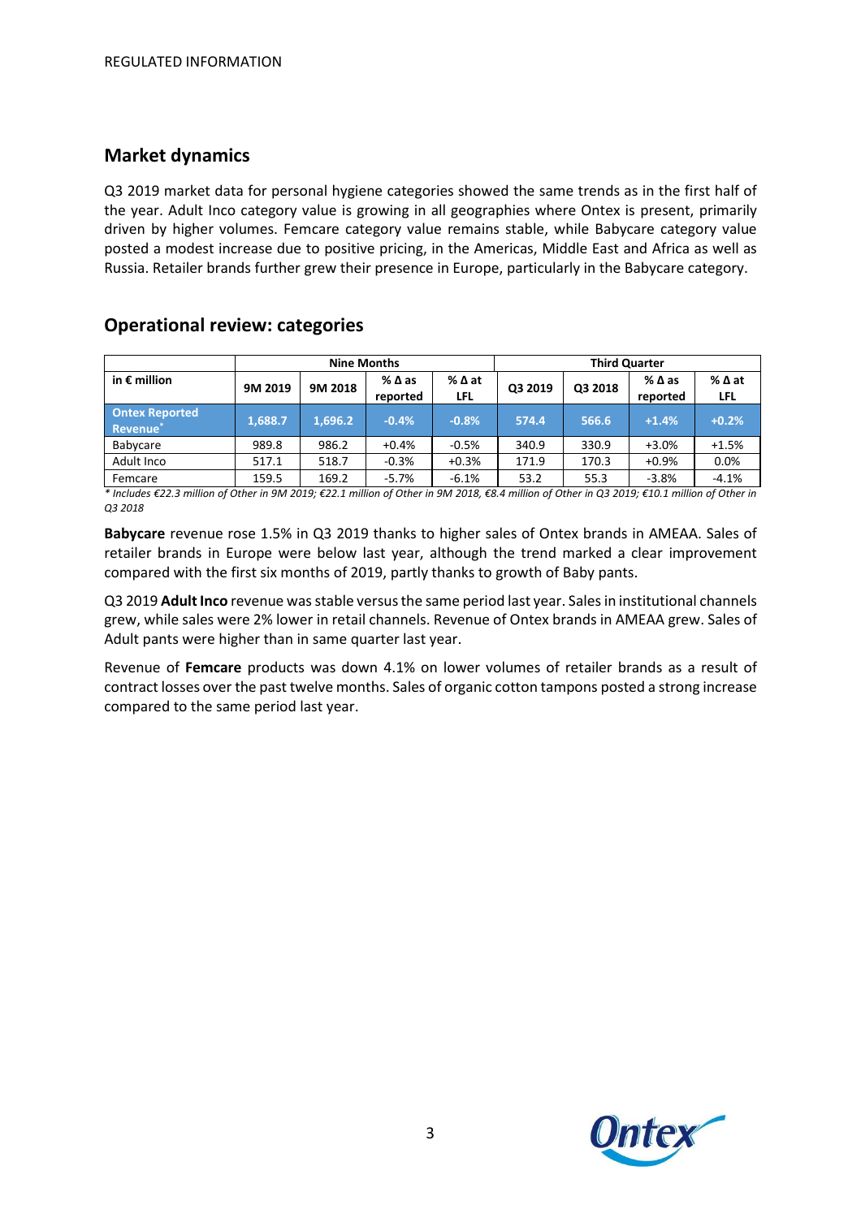REGULATED INFORMATION

## Market dynamics

Q3 2019 market data for personal hygiene categories showed the same trends as in the first half of the year. Adult Inco category value is growing in all geographies where Ontex is present, primarily driven by higher volumes. Femcare category value remains stable, while Babycare category value posted a modest increase due to positive pricing, in the Americas, Middle East and Africa as well as Russia. Retailer brands further grew their presence in Europe, particularly in the Babycare category.

## Operational review: categories

| in € million | Nine Months | | | | Third Quarter | | | |
|---|---|---|---|---|---|---|---|---|
| | 9M 2019 | 9M 2018 | % Δ as reported | % Δ at LFL | Q3 2019 | Q3 2018 | % Δ as reported | % Δ at LFL |
| **Ontex Reported Revenue*** | **1,688.7** | **1,696.2** | **-0.4%** | **-0.8%** | **574.4** | **566.6** | **+1.4%** | **+0.2%** |
| Babycare | 989.8 | 986.2 | +0.4% | -0.5% | 340.9 | 330.9 | +3.0% | +1.5% |
| Adult Inco | 517.1 | 518.7 | -0.3% | +0.3% | 171.9 | 170.3 | +0.9% | 0.0% |
| Femcare | 159.5 | 169.2 | -5.7% | -6.1% | 53.2 | 55.3 | -3.8% | -4.1% |

*\* Includes €22.3 million of Other in 9M 2019; €22.1 million of Other in 9M 2018, €8.4 million of Other in Q3 2019; €10.1 million of Other in Q3 2018*

**Babycare** revenue rose 1.5% in Q3 2019 thanks to higher sales of Ontex brands in AMEAA. Sales of retailer brands in Europe were below last year, although the trend marked a clear improvement compared with the first six months of 2019, partly thanks to growth of Baby pants.

Q3 2019 **Adult Inco** revenue was stable versus the same period last year. Sales in institutional channels grew, while sales were 2% lower in retail channels. Revenue of Ontex brands in AMEAA grew. Sales of Adult pants were higher than in same quarter last year.

Revenue of **Femcare** products was down 4.1% on lower volumes of retailer brands as a result of contract losses over the past twelve months. Sales of organic cotton tampons posted a strong increase compared to the same period last year.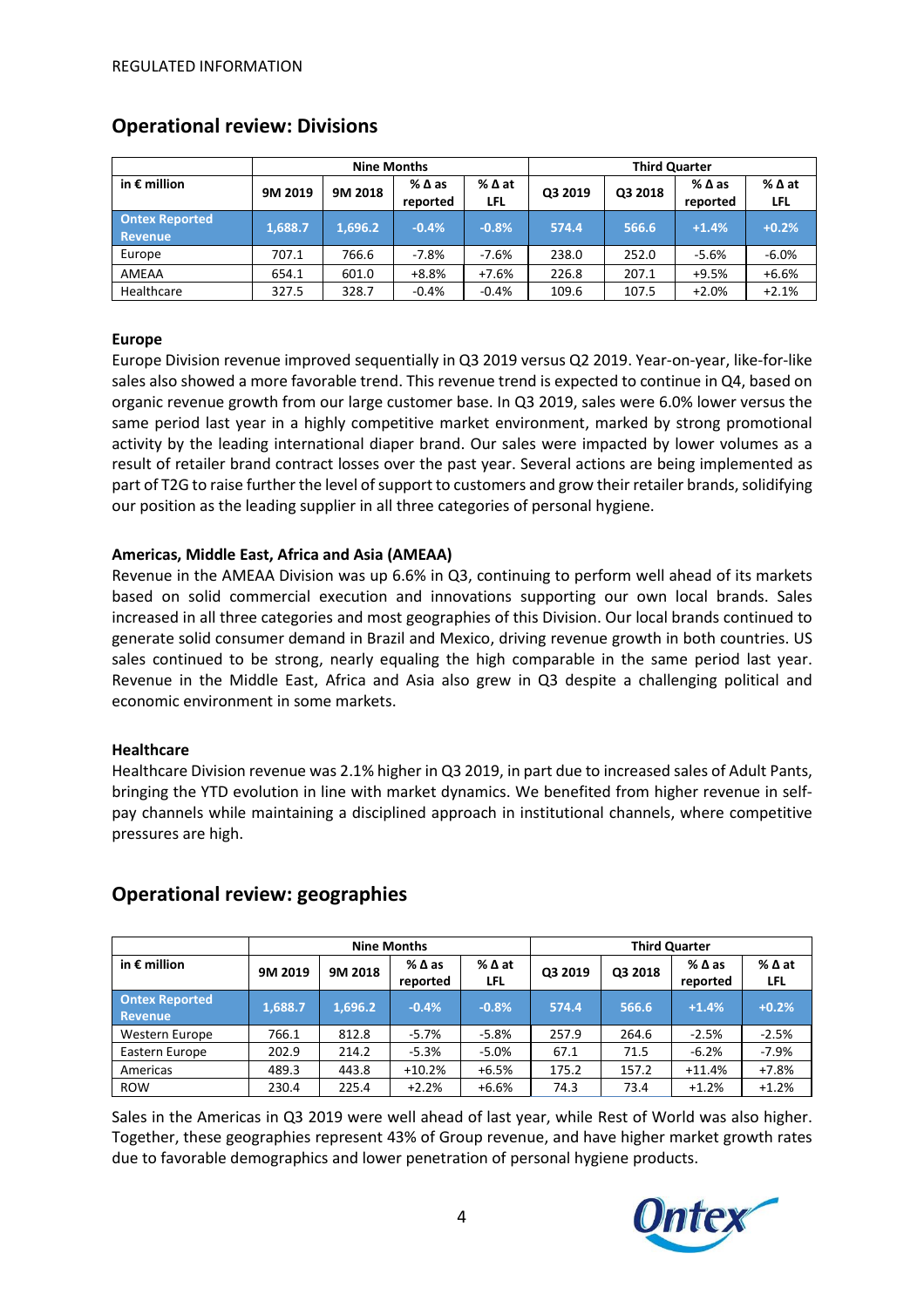REGULATED INFORMATION

## Operational review: Divisions

| in € million | Nine Months | | | | Third Quarter | | | |
|---|---|---|---|---|---|---|---|---|
| | 9M 2019 | 9M 2018 | % Δ as reported | % Δ at LFL | Q3 2019 | Q3 2018 | % Δ as reported | % Δ at LFL |
| **Ontex Reported Revenue** | **1,688.7** | **1,696.2** | **-0.4%** | **-0.8%** | **574.4** | **566.6** | **+1.4%** | **+0.2%** |
| Europe | 707.1 | 766.6 | -7.8% | -7.6% | 238.0 | 252.0 | -5.6% | -6.0% |
| AMEAA | 654.1 | 601.0 | +8.8% | +7.6% | 226.8 | 207.1 | +9.5% | +6.6% |
| Healthcare | 327.5 | 328.7 | -0.4% | -0.4% | 109.6 | 107.5 | +2.0% | +2.1% |

### Europe

Europe Division revenue improved sequentially in Q3 2019 versus Q2 2019. Year-on-year, like-for-like sales also showed a more favorable trend. This revenue trend is expected to continue in Q4, based on organic revenue growth from our large customer base. In Q3 2019, sales were 6.0% lower versus the same period last year in a highly competitive market environment, marked by strong promotional activity by the leading international diaper brand. Our sales were impacted by lower volumes as a result of retailer brand contract losses over the past year. Several actions are being implemented as part of T2G to raise further the level of support to customers and grow their retailer brands, solidifying our position as the leading supplier in all three categories of personal hygiene.

### Americas, Middle East, Africa and Asia (AMEAA)

Revenue in the AMEAA Division was up 6.6% in Q3, continuing to perform well ahead of its markets based on solid commercial execution and innovations supporting our own local brands. Sales increased in all three categories and most geographies of this Division. Our local brands continued to generate solid consumer demand in Brazil and Mexico, driving revenue growth in both countries. US sales continued to be strong, nearly equaling the high comparable in the same period last year. Revenue in the Middle East, Africa and Asia also grew in Q3 despite a challenging political and economic environment in some markets.

### Healthcare

Healthcare Division revenue was 2.1% higher in Q3 2019, in part due to increased sales of Adult Pants, bringing the YTD evolution in line with market dynamics. We benefited from higher revenue in self-pay channels while maintaining a disciplined approach in institutional channels, where competitive pressures are high.

## Operational review: geographies

| in € million | Nine Months | | | | Third Quarter | | | |
|---|---|---|---|---|---|---|---|---|
| | 9M 2019 | 9M 2018 | % Δ as reported | % Δ at LFL | Q3 2019 | Q3 2018 | % Δ as reported | % Δ at LFL |
| **Ontex Reported Revenue** | **1,688.7** | **1,696.2** | **-0.4%** | **-0.8%** | **574.4** | **566.6** | **+1.4%** | **+0.2%** |
| Western Europe | 766.1 | 812.8 | -5.7% | -5.8% | 257.9 | 264.6 | -2.5% | -2.5% |
| Eastern Europe | 202.9 | 214.2 | -5.3% | -5.0% | 67.1 | 71.5 | -6.2% | -7.9% |
| Americas | 489.3 | 443.8 | +10.2% | +6.5% | 175.2 | 157.2 | +11.4% | +7.8% |
| ROW | 230.4 | 225.4 | +2.2% | +6.6% | 74.3 | 73.4 | +1.2% | +1.2% |

Sales in the Americas in Q3 2019 were well ahead of last year, while Rest of World was also higher. Together, these geographies represent 43% of Group revenue, and have higher market growth rates due to favorable demographics and lower penetration of personal hygiene products.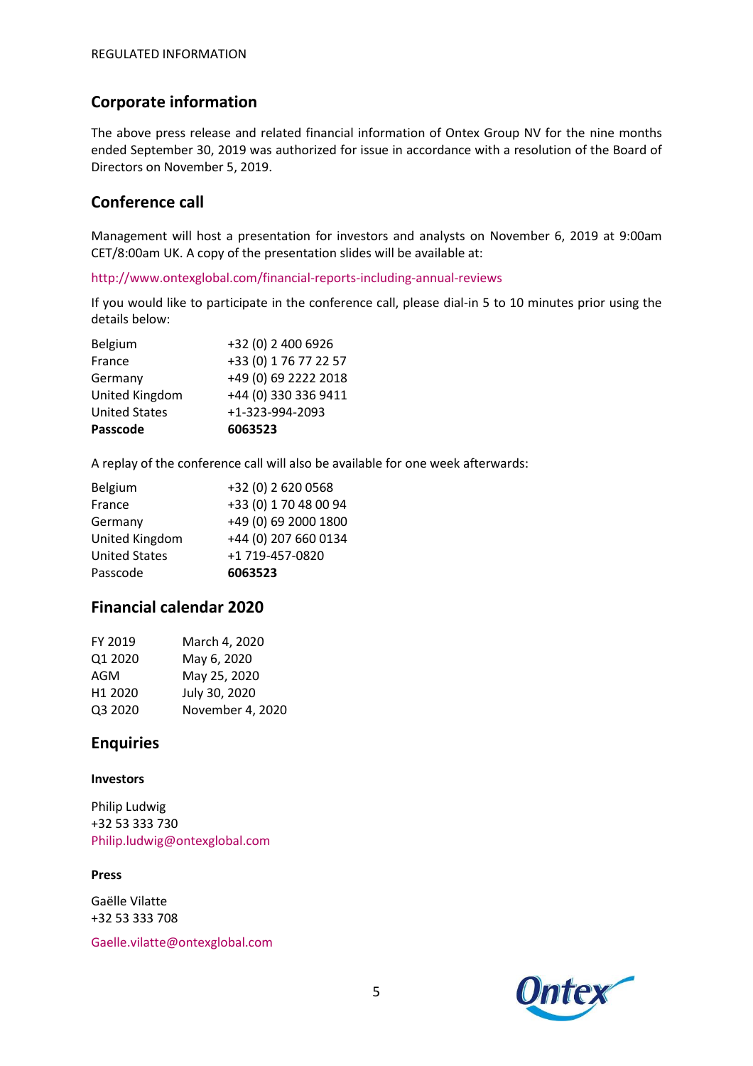## Corporate information

The above press release and related financial information of Ontex Group NV for the nine months ended September 30, 2019 was authorized for issue in accordance with a resolution of the Board of Directors on November 5, 2019.

## Conference call

Management will host a presentation for investors and analysts on November 6, 2019 at 9:00am CET/8:00am UK. A copy of the presentation slides will be available at:

http://www.ontexglobal.com/financial-reports-including-annual-reviews

If you would like to participate in the conference call, please dial-in 5 to 10 minutes prior using the details below:

| | |
|---|---|
| Belgium | +32 (0) 2 400 6926 |
| France | +33 (0) 1 76 77 22 57 |
| Germany | +49 (0) 69 2222 2018 |
| United Kingdom | +44 (0) 330 336 9411 |
| United States | +1-323-994-2093 |
| **Passcode** | **6063523** |

A replay of the conference call will also be available for one week afterwards:

| | |
|---|---|
| Belgium | +32 (0) 2 620 0568 |
| France | +33 (0) 1 70 48 00 94 |
| Germany | +49 (0) 69 2000 1800 |
| United Kingdom | +44 (0) 207 660 0134 |
| United States | +1 719-457-0820 |
| Passcode | **6063523** |

## Financial calendar 2020

| | |
|---|---|
| FY 2019 | March 4, 2020 |
| Q1 2020 | May 6, 2020 |
| AGM | May 25, 2020 |
| H1 2020 | July 30, 2020 |
| Q3 2020 | November 4, 2020 |

## Enquiries

**Investors**

Philip Ludwig
+32 53 333 730
Philip.ludwig@ontexglobal.com

**Press**

Gaëlle Vilatte
+32 53 333 708

Gaelle.vilatte@ontexglobal.com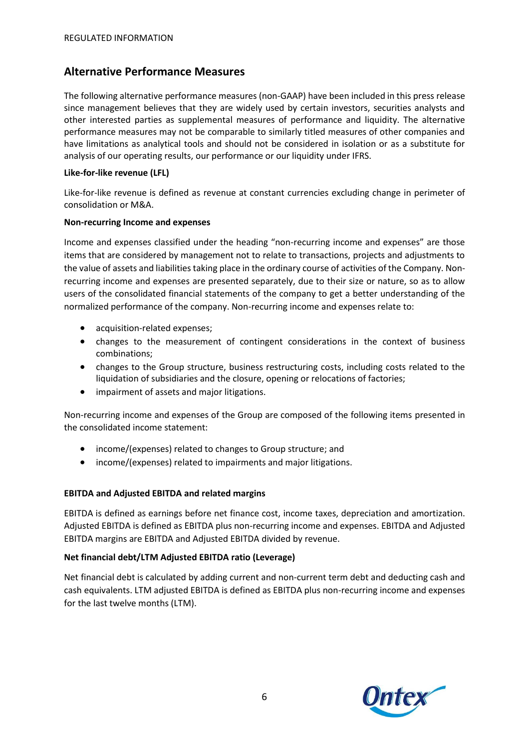## Alternative Performance Measures

The following alternative performance measures (non-GAAP) have been included in this press release since management believes that they are widely used by certain investors, securities analysts and other interested parties as supplemental measures of performance and liquidity. The alternative performance measures may not be comparable to similarly titled measures of other companies and have limitations as analytical tools and should not be considered in isolation or as a substitute for analysis of our operating results, our performance or our liquidity under IFRS.

**Like-for-like revenue (LFL)**

Like-for-like revenue is defined as revenue at constant currencies excluding change in perimeter of consolidation or M&A.

**Non-recurring Income and expenses**

Income and expenses classified under the heading "non-recurring income and expenses" are those items that are considered by management not to relate to transactions, projects and adjustments to the value of assets and liabilities taking place in the ordinary course of activities of the Company. Non-recurring income and expenses are presented separately, due to their size or nature, so as to allow users of the consolidated financial statements of the company to get a better understanding of the normalized performance of the company. Non-recurring income and expenses relate to:

- acquisition-related expenses;
- changes to the measurement of contingent considerations in the context of business combinations;
- changes to the Group structure, business restructuring costs, including costs related to the liquidation of subsidiaries and the closure, opening or relocations of factories;
- impairment of assets and major litigations.

Non-recurring income and expenses of the Group are composed of the following items presented in the consolidated income statement:

- income/(expenses) related to changes to Group structure; and
- income/(expenses) related to impairments and major litigations.

**EBITDA and Adjusted EBITDA and related margins**

EBITDA is defined as earnings before net finance cost, income taxes, depreciation and amortization. Adjusted EBITDA is defined as EBITDA plus non-recurring income and expenses. EBITDA and Adjusted EBITDA margins are EBITDA and Adjusted EBITDA divided by revenue.

**Net financial debt/LTM Adjusted EBITDA ratio (Leverage)**

Net financial debt is calculated by adding current and non-current term debt and deducting cash and cash equivalents. LTM adjusted EBITDA is defined as EBITDA plus non-recurring income and expenses for the last twelve months (LTM).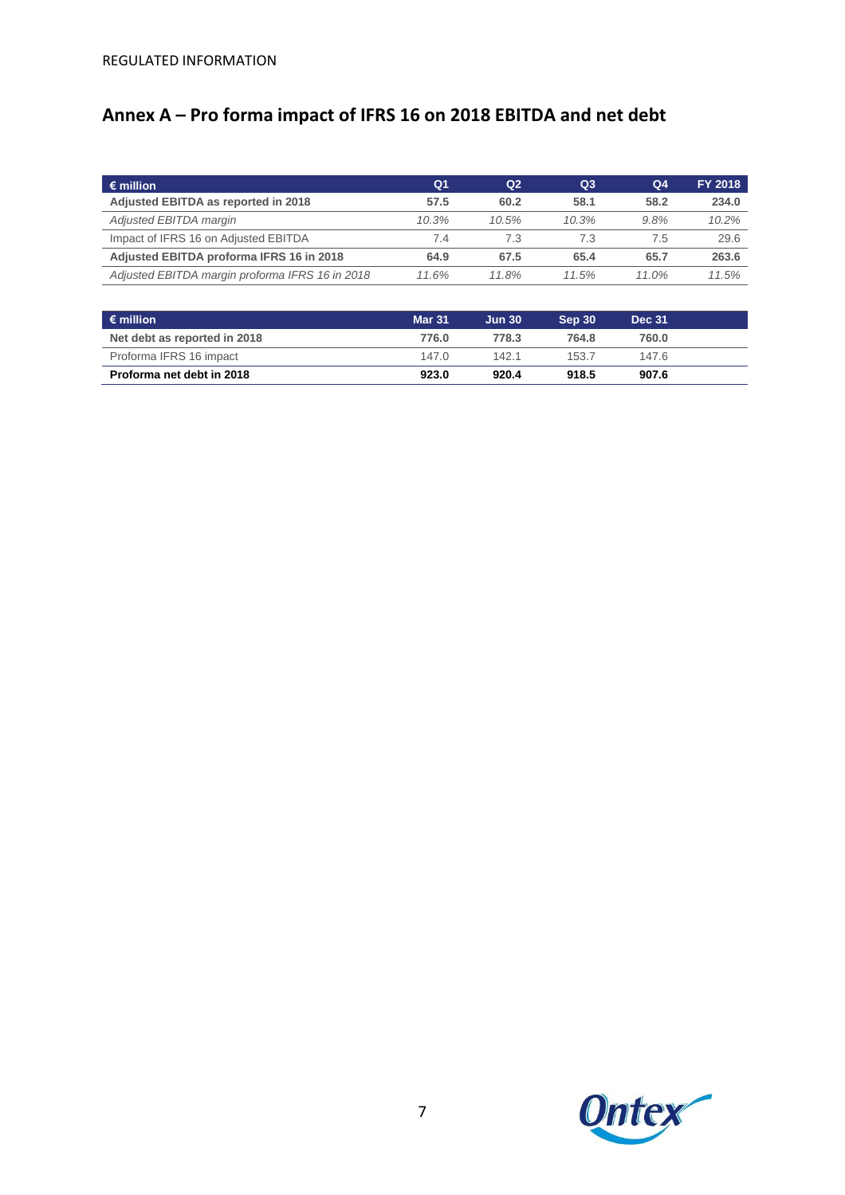REGULATED INFORMATION

# Annex A – Pro forma impact of IFRS 16 on 2018 EBITDA and net debt

| € million | Q1 | Q2 | Q3 | Q4 | FY 2018 |
|---|---|---|---|---|---|
| **Adjusted EBITDA as reported in 2018** | **57.5** | **60.2** | **58.1** | **58.2** | **234.0** |
| *Adjusted EBITDA margin* | *10.3%* | *10.5%* | *10.3%* | *9.8%* | *10.2%* |
| Impact of IFRS 16 on Adjusted EBITDA | 7.4 | 7.3 | 7.3 | 7.5 | 29.6 |
| **Adjusted EBITDA proforma IFRS 16 in 2018** | **64.9** | **67.5** | **65.4** | **65.7** | **263.6** |
| *Adjusted EBITDA margin proforma IFRS 16 in 2018* | *11.6%* | *11.8%* | *11.5%* | *11.0%* | *11.5%* |

| € million | Mar 31 | Jun 30 | Sep 30 | Dec 31 |
|---|---|---|---|---|
| **Net debt as reported in 2018** | **776.0** | **778.3** | **764.8** | **760.0** |
| Proforma IFRS 16 impact | 147.0 | 142.1 | 153.7 | 147.6 |
| **Proforma net debt in 2018** | **923.0** | **920.4** | **918.5** | **907.6** |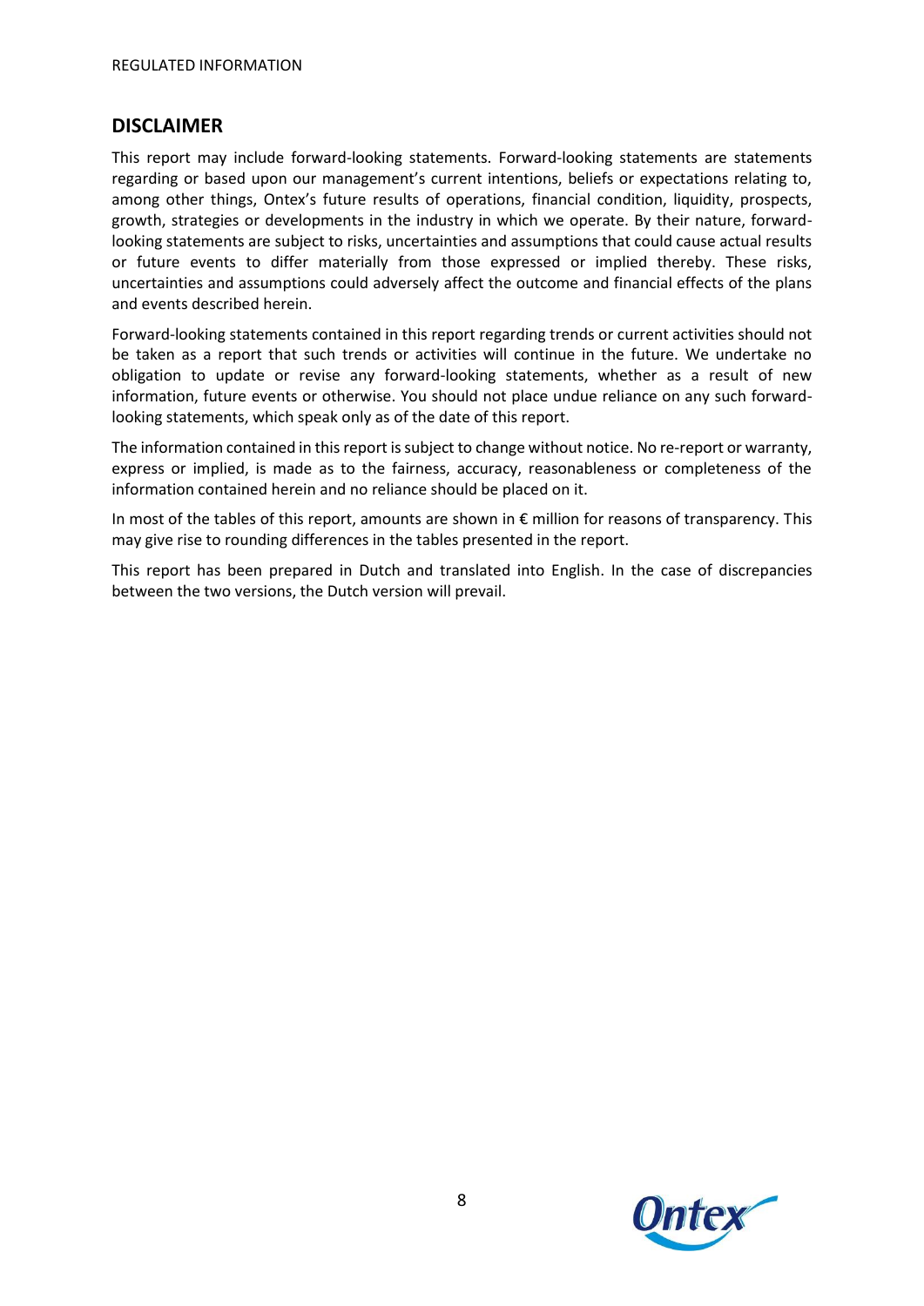## DISCLAIMER

This report may include forward-looking statements. Forward-looking statements are statements regarding or based upon our management's current intentions, beliefs or expectations relating to, among other things, Ontex's future results of operations, financial condition, liquidity, prospects, growth, strategies or developments in the industry in which we operate. By their nature, forward-looking statements are subject to risks, uncertainties and assumptions that could cause actual results or future events to differ materially from those expressed or implied thereby. These risks, uncertainties and assumptions could adversely affect the outcome and financial effects of the plans and events described herein.

Forward-looking statements contained in this report regarding trends or current activities should not be taken as a report that such trends or activities will continue in the future. We undertake no obligation to update or revise any forward-looking statements, whether as a result of new information, future events or otherwise. You should not place undue reliance on any such forward-looking statements, which speak only as of the date of this report.

The information contained in this report is subject to change without notice. No re-report or warranty, express or implied, is made as to the fairness, accuracy, reasonableness or completeness of the information contained herein and no reliance should be placed on it.

In most of the tables of this report, amounts are shown in € million for reasons of transparency. This may give rise to rounding differences in the tables presented in the report.

This report has been prepared in Dutch and translated into English. In the case of discrepancies between the two versions, the Dutch version will prevail.